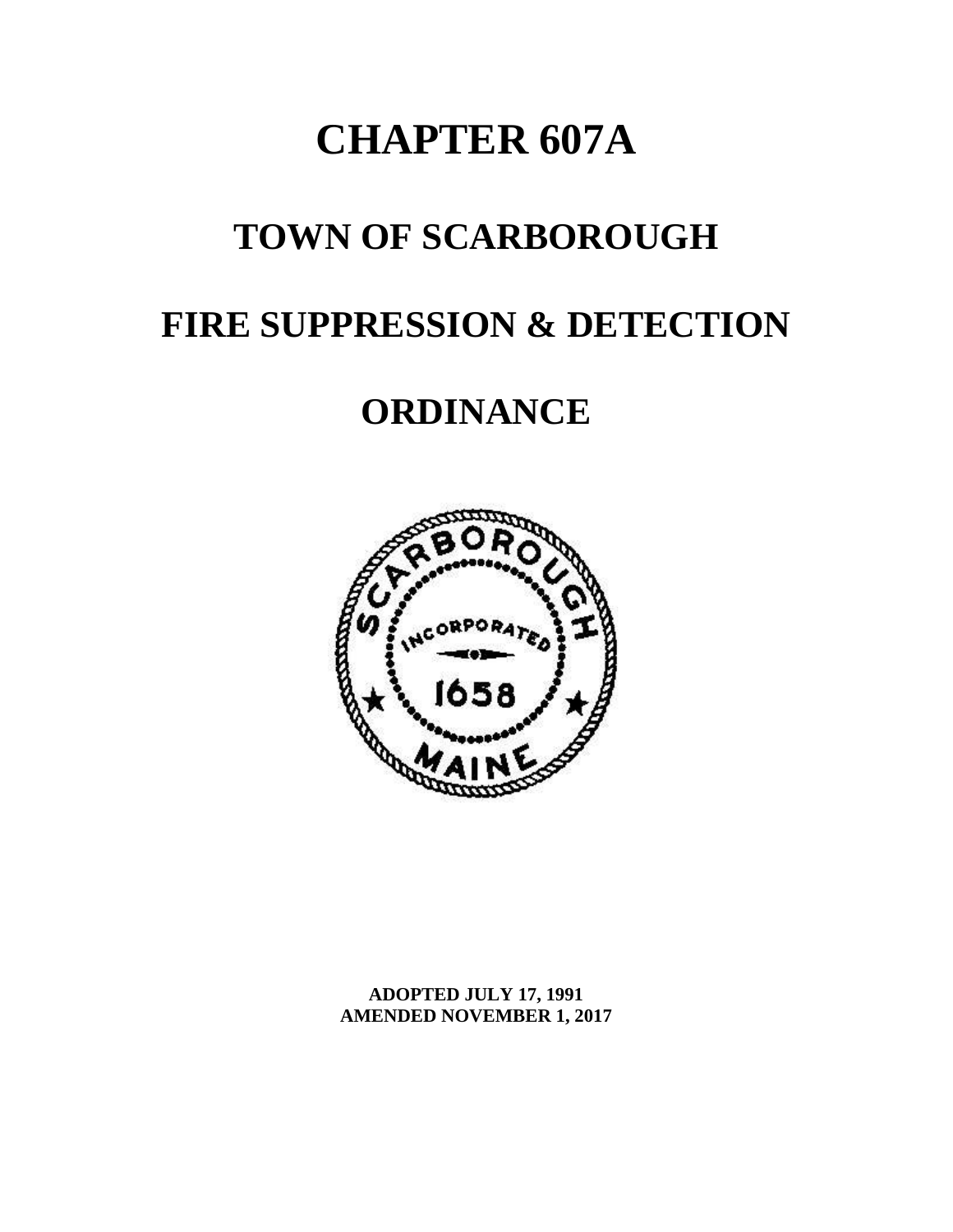# CHAPTER 607A

# TOWN OF SCARBOROUGH

# FIRE SUPPRESSION & DETECTION

# ORDINANCE

**ADOPTED JULY 17, 1991**
**AMENDED NOVEMBER 1, 2017**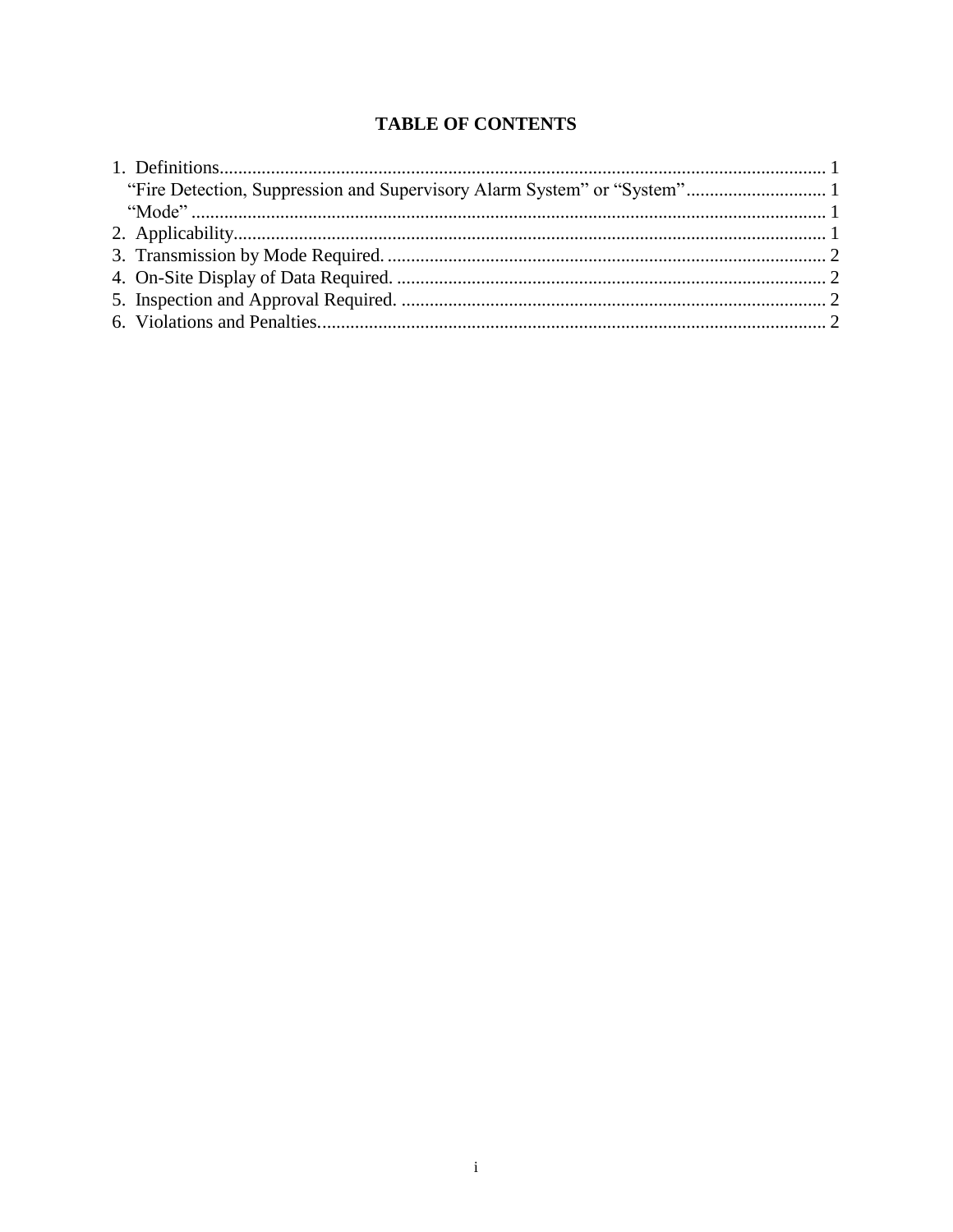# TABLE OF CONTENTS

1. Definitions .......... 1
   - "Fire Detection, Suppression and Supervisory Alarm System" or "System" .......... 1
   - "Mode" .......... 1
2. Applicability .......... 1
3. Transmission by Mode Required. .......... 2
4. On-Site Display of Data Required. .......... 2
5. Inspection and Approval Required. .......... 2
6. Violations and Penalties. .......... 2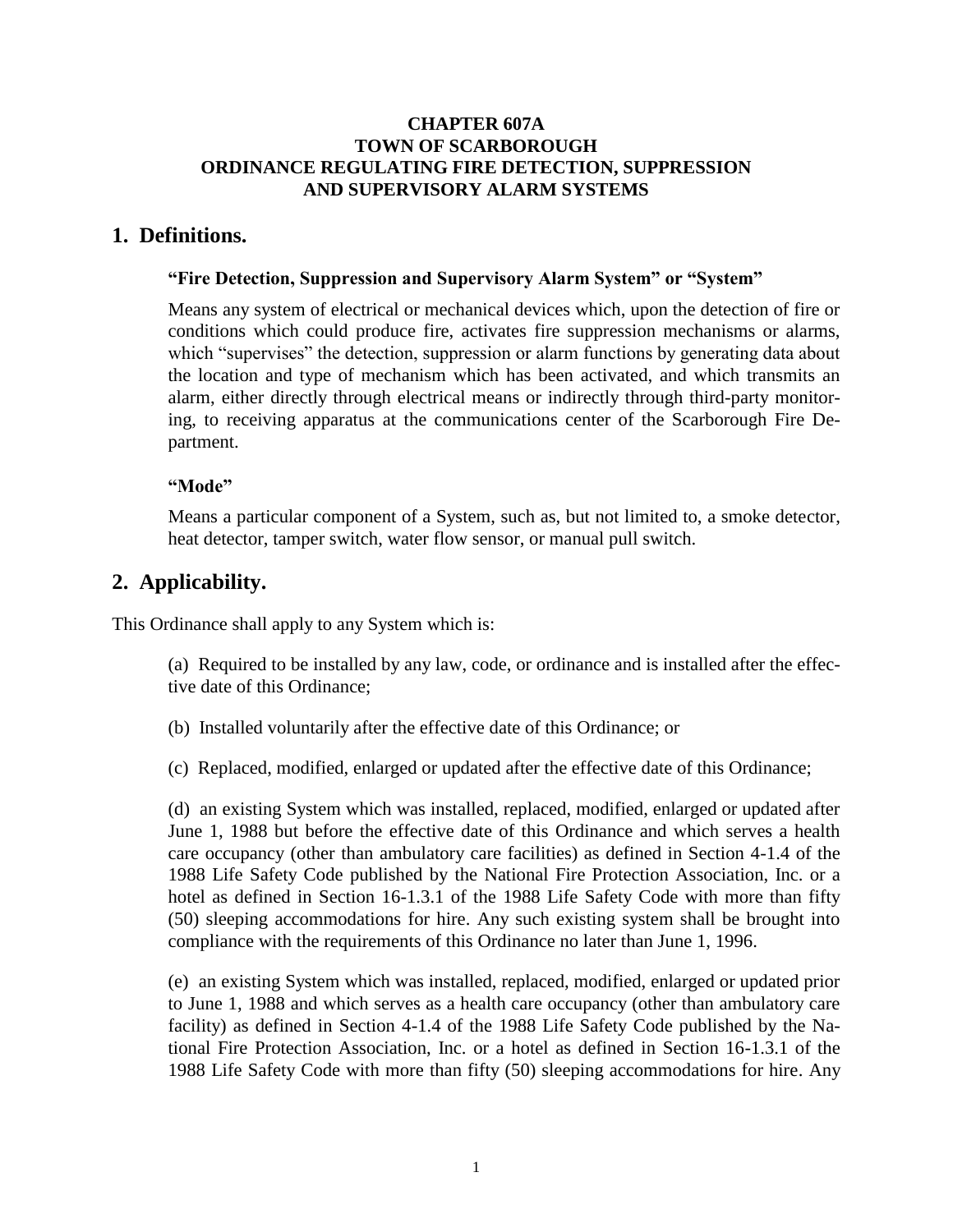# CHAPTER 607A
# TOWN OF SCARBOROUGH
# ORDINANCE REGULATING FIRE DETECTION, SUPPRESSION AND SUPERVISORY ALARM SYSTEMS

## 1. Definitions.

**"Fire Detection, Suppression and Supervisory Alarm System" or "System"**

Means any system of electrical or mechanical devices which, upon the detection of fire or conditions which could produce fire, activates fire suppression mechanisms or alarms, which "supervises" the detection, suppression or alarm functions by generating data about the location and type of mechanism which has been activated, and which transmits an alarm, either directly through electrical means or indirectly through third-party monitoring, to receiving apparatus at the communications center of the Scarborough Fire Department.

**"Mode"**

Means a particular component of a System, such as, but not limited to, a smoke detector, heat detector, tamper switch, water flow sensor, or manual pull switch.

## 2. Applicability.

This Ordinance shall apply to any System which is:

(a) Required to be installed by any law, code, or ordinance and is installed after the effective date of this Ordinance;

(b) Installed voluntarily after the effective date of this Ordinance; or

(c) Replaced, modified, enlarged or updated after the effective date of this Ordinance;

(d) an existing System which was installed, replaced, modified, enlarged or updated after June 1, 1988 but before the effective date of this Ordinance and which serves a health care occupancy (other than ambulatory care facilities) as defined in Section 4-1.4 of the 1988 Life Safety Code published by the National Fire Protection Association, Inc. or a hotel as defined in Section 16-1.3.1 of the 1988 Life Safety Code with more than fifty (50) sleeping accommodations for hire. Any such existing system shall be brought into compliance with the requirements of this Ordinance no later than June 1, 1996.

(e) an existing System which was installed, replaced, modified, enlarged or updated prior to June 1, 1988 and which serves as a health care occupancy (other than ambulatory care facility) as defined in Section 4-1.4 of the 1988 Life Safety Code published by the National Fire Protection Association, Inc. or a hotel as defined in Section 16-1.3.1 of the 1988 Life Safety Code with more than fifty (50) sleeping accommodations for hire. Any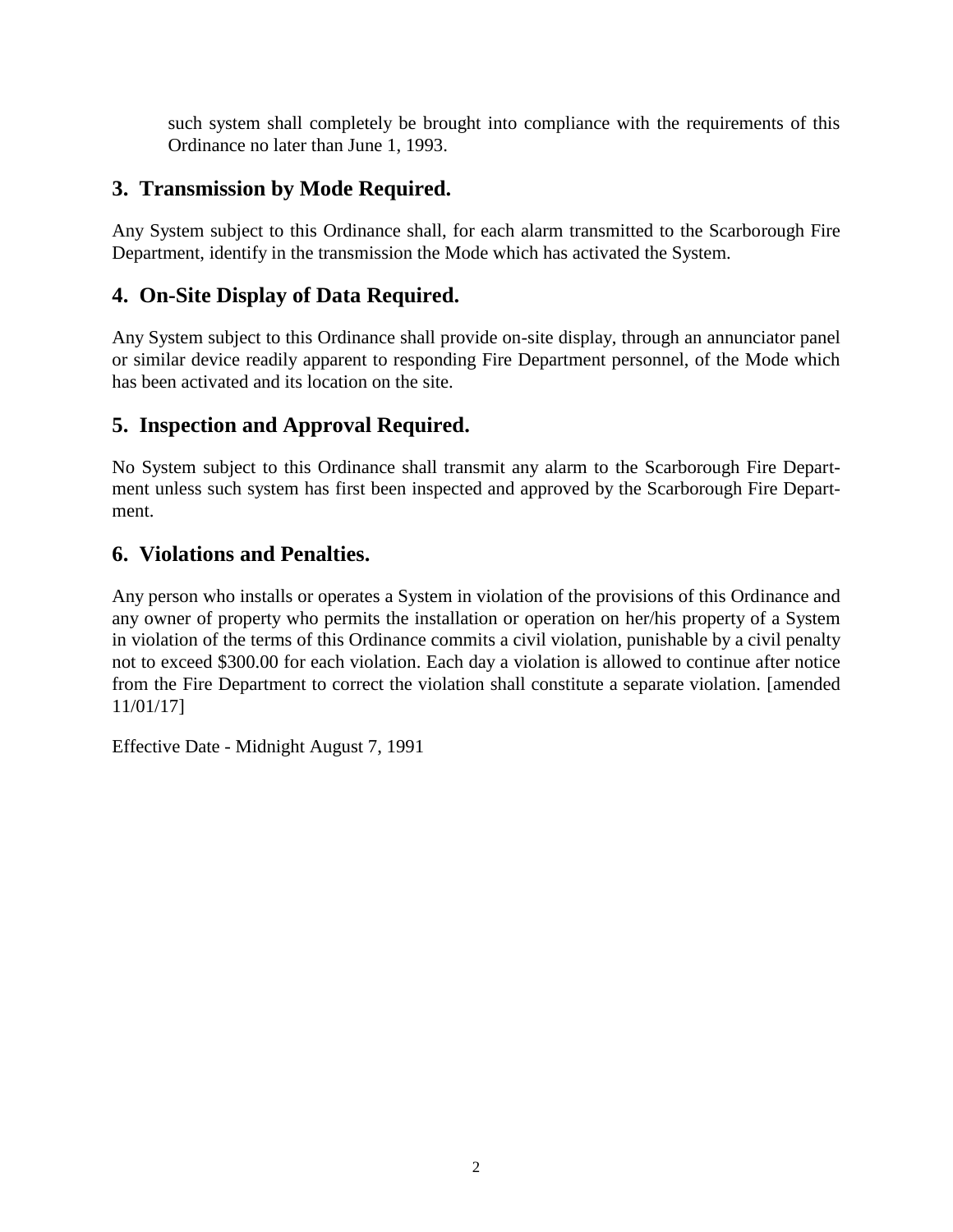such system shall completely be brought into compliance with the requirements of this Ordinance no later than June 1, 1993.

## 3. Transmission by Mode Required.

Any System subject to this Ordinance shall, for each alarm transmitted to the Scarborough Fire Department, identify in the transmission the Mode which has activated the System.

## 4. On-Site Display of Data Required.

Any System subject to this Ordinance shall provide on-site display, through an annunciator panel or similar device readily apparent to responding Fire Department personnel, of the Mode which has been activated and its location on the site.

## 5. Inspection and Approval Required.

No System subject to this Ordinance shall transmit any alarm to the Scarborough Fire Department unless such system has first been inspected and approved by the Scarborough Fire Department.

## 6. Violations and Penalties.

Any person who installs or operates a System in violation of the provisions of this Ordinance and any owner of property who permits the installation or operation on her/his property of a System in violation of the terms of this Ordinance commits a civil violation, punishable by a civil penalty not to exceed $300.00 for each violation. Each day a violation is allowed to continue after notice from the Fire Department to correct the violation shall constitute a separate violation. [amended 11/01/17]

Effective Date - Midnight August 7, 1991